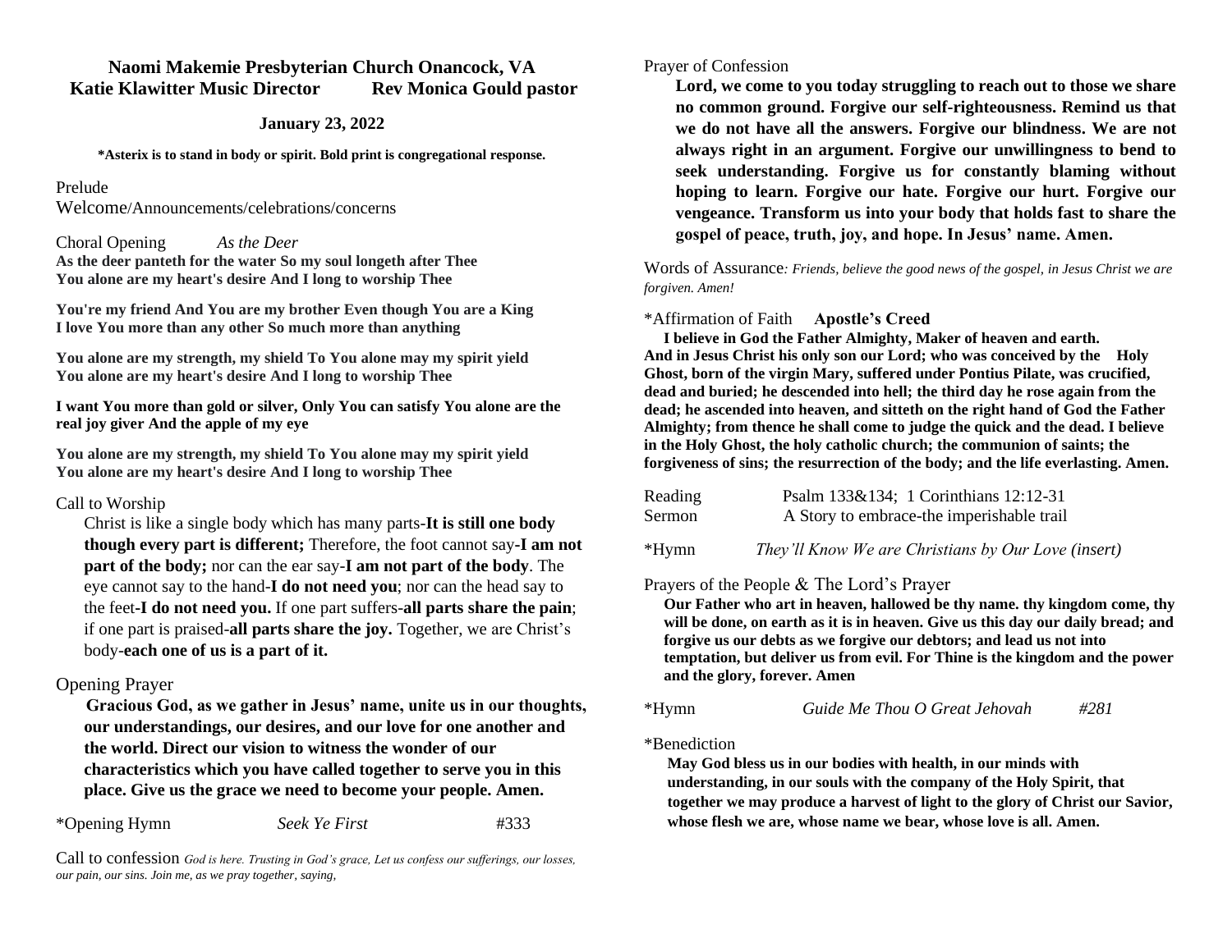# Naomi Makemie Presbyterian Church Onancock, VA

**Katie Klawitter Music Director    Rev Monica Gould pastor**

**January 23, 2022**

**\*Asterix is to stand in body or spirit. Bold print is congregational response.**

Prelude

Welcome/Announcements/celebrations/concerns

Choral Opening    *As the Deer*

**As the deer panteth for the water So my soul longeth after Thee
You alone are my heart's desire And I long to worship Thee**

**You're my friend And You are my brother Even though You are a King
I love You more than any other So much more than anything**

**You alone are my strength, my shield To You alone may my spirit yield
You alone are my heart's desire And I long to worship Thee**

**I want You more than gold or silver, Only You can satisfy You alone are the real joy giver And the apple of my eye**

**You alone are my strength, my shield To You alone may my spirit yield
You alone are my heart's desire And I long to worship Thee**

Call to Worship

Christ is like a single body which has many parts-**It is still one body though every part is different;** Therefore, the foot cannot say-**I am not part of the body;** nor can the ear say-**I am not part of the body**. The eye cannot say to the hand-**I do not need you**; nor can the head say to the feet-**I do not need you.** If one part suffers-**all parts share the pain**; if one part is praised-**all parts share the joy.** Together, we are Christ's body-**each one of us is a part of it.**

Opening Prayer

**Gracious God, as we gather in Jesus' name, unite us in our thoughts, our understandings, our desires, and our love for one another and the world. Direct our vision to witness the wonder of our characteristics which you have called together to serve you in this place. Give us the grace we need to become your people. Amen.**

\*Opening Hymn    *Seek Ye First*    #333

Call to confession *God is here. Trusting in God's grace, Let us confess our sufferings, our losses, our pain, our sins. Join me, as we pray together, saying,*

Prayer of Confession

**Lord, we come to you today struggling to reach out to those we share no common ground. Forgive our self-righteousness. Remind us that we do not have all the answers. Forgive our blindness. We are not always right in an argument. Forgive our unwillingness to bend to seek understanding. Forgive us for constantly blaming without hoping to learn. Forgive our hate. Forgive our hurt. Forgive our vengeance. Transform us into your body that holds fast to share the gospel of peace, truth, joy, and hope. In Jesus' name. Amen.**

Words of Assurance*: Friends, believe the good news of the gospel, in Jesus Christ we are forgiven. Amen!*

\*Affirmation of Faith    **Apostle's Creed**

**I believe in God the Father Almighty, Maker of heaven and earth. And in Jesus Christ his only son our Lord; who was conceived by the Holy Ghost, born of the virgin Mary, suffered under Pontius Pilate, was crucified, dead and buried; he descended into hell; the third day he rose again from the dead; he ascended into heaven, and sitteth on the right hand of God the Father Almighty; from thence he shall come to judge the quick and the dead. I believe in the Holy Ghost, the holy catholic church; the communion of saints; the forgiveness of sins; the resurrection of the body; and the life everlasting. Amen.**

Reading    Psalm 133&134; 1 Corinthians 12:12-31

Sermon    A Story to embrace-the imperishable trail

\*Hymn    *They'll Know We are Christians by Our Love (insert)*

Prayers of the People & The Lord's Prayer

**Our Father who art in heaven, hallowed be thy name. thy kingdom come, thy will be done, on earth as it is in heaven. Give us this day our daily bread; and forgive us our debts as we forgive our debtors; and lead us not into temptation, but deliver us from evil. For Thine is the kingdom and the power and the glory, forever. Amen**

\*Hymn    *Guide Me Thou O Great Jehovah*    *#281*

\*Benediction

**May God bless us in our bodies with health, in our minds with understanding, in our souls with the company of the Holy Spirit, that together we may produce a harvest of light to the glory of Christ our Savior, whose flesh we are, whose name we bear, whose love is all. Amen.**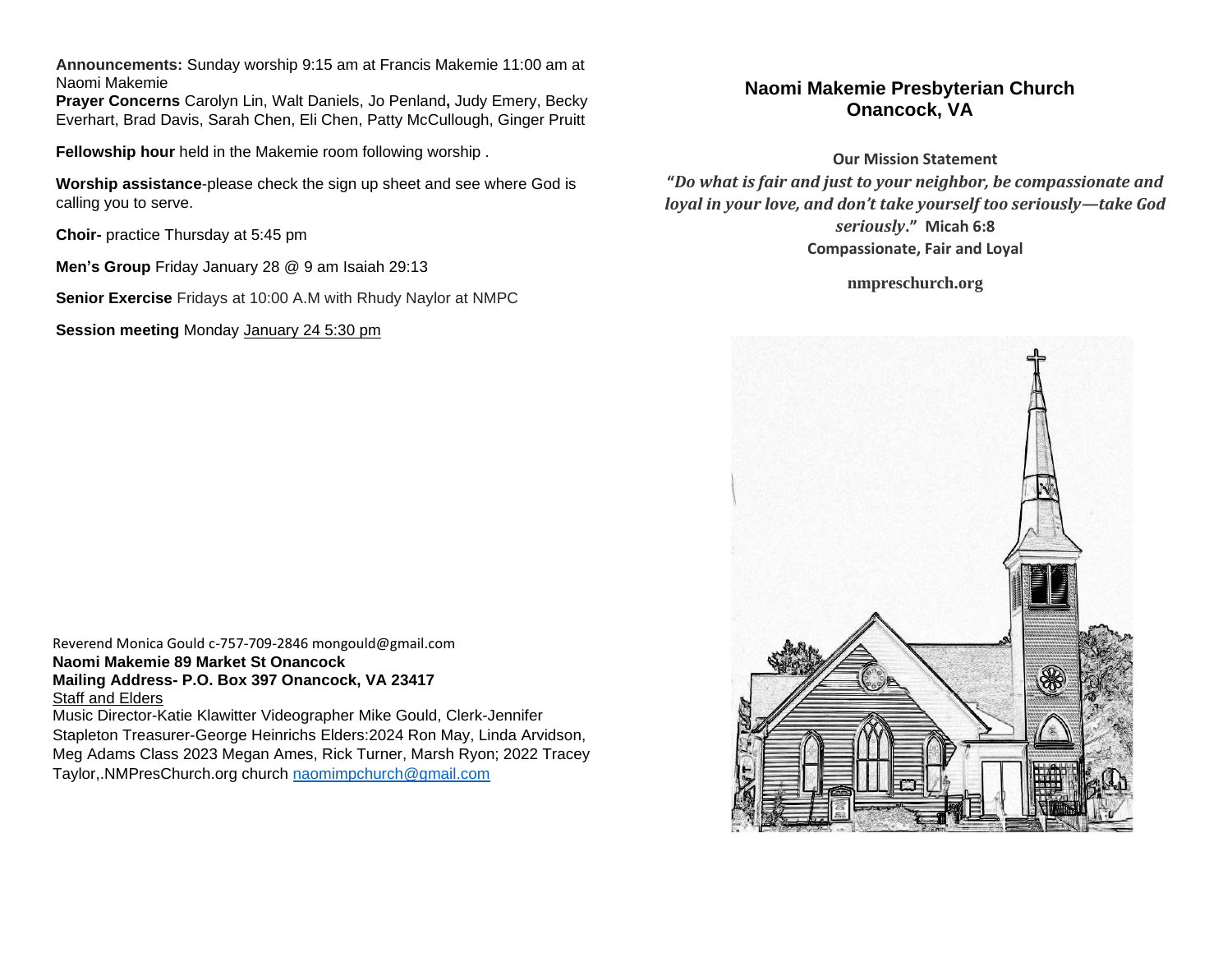**Announcements:** Sunday worship 9:15 am at Francis Makemie 11:00 am at Naomi Makemie

**Prayer Concerns** Carolyn Lin, Walt Daniels, Jo Penland**,** Judy Emery, Becky Everhart, Brad Davis, Sarah Chen, Eli Chen, Patty McCullough, Ginger Pruitt

**Fellowship hour** held in the Makemie room following worship .

**Worship assistance**-please check the sign up sheet and see where God is calling you to serve.

**Choir-** practice Thursday at 5:45 pm

**Men's Group** Friday January 28 @ 9 am Isaiah 29:13

**Senior Exercise** Fridays at 10:00 A.M with Rhudy Naylor at NMPC

**Session meeting** Monday January 24 5:30 pm

Reverend Monica Gould c-757-709-2846 mongould@gmail.com
**Naomi Makemie 89 Market St Onancock**
**Mailing Address- P.O. Box 397 Onancock, VA 23417**
Staff and Elders
Music Director-Katie Klawitter Videographer Mike Gould, Clerk-Jennifer Stapleton Treasurer-George Heinrichs Elders:2024 Ron May, Linda Arvidson, Meg Adams Class 2023 Megan Ames, Rick Turner, Marsh Ryon; 2022 Tracey Taylor,.NMPresChurch.org church naomimpchurch@gmail.com

## Naomi Makemie Presbyterian Church
## Onancock, VA

**Our Mission Statement**

***"Do what is fair and just to your neighbor, be compassionate and loyal in your love, and don't take yourself too seriously—take God seriously."*** **Micah 6:8**

**Compassionate, Fair and Loyal**

**nmpreschurch.org**